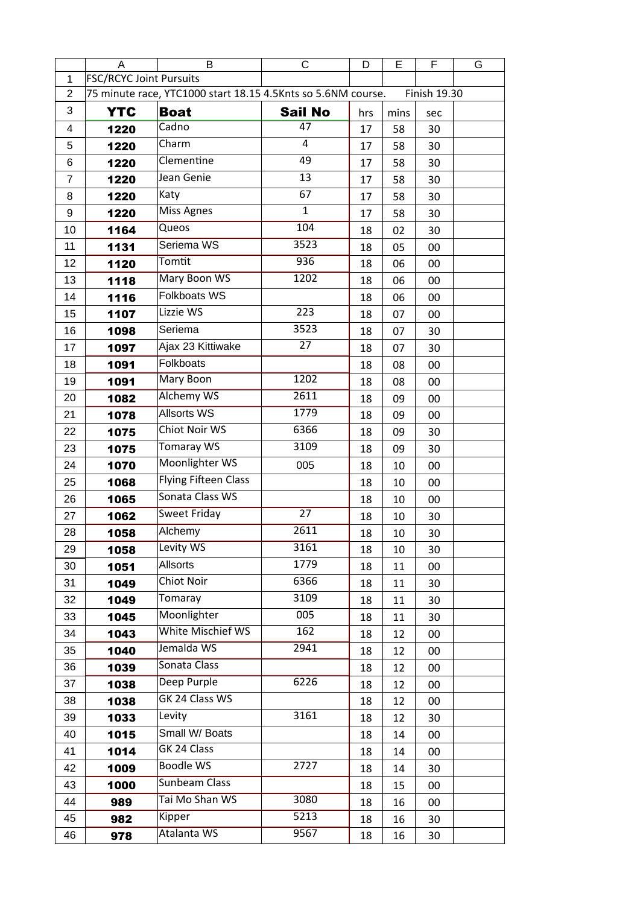FSC/RCYC Joint Pursuits

75 minute race, YTC1000 start 18.15 4.5Knts so 5.6NM course. Finish 19.30

| YTC | Boat | Sail No | hrs | mins | sec | |
|---|---|---|---|---|---|---|
| 1220 | Cadno | 47 | 17 | 58 | 30 | |
| 1220 | Charm | 4 | 17 | 58 | 30 | |
| 1220 | Clementine | 49 | 17 | 58 | 30 | |
| 1220 | Jean Genie | 13 | 17 | 58 | 30 | |
| 1220 | Katy | 67 | 17 | 58 | 30 | |
| 1220 | Miss Agnes | 1 | 17 | 58 | 30 | |
| 1164 | Queos | 104 | 18 | 02 | 30 | |
| 1131 | Seriema WS | 3523 | 18 | 05 | 00 | |
| 1120 | Tomtit | 936 | 18 | 06 | 00 | |
| 1118 | Mary Boon WS | 1202 | 18 | 06 | 00 | |
| 1116 | Folkboats WS | | 18 | 06 | 00 | |
| 1107 | Lizzie WS | 223 | 18 | 07 | 00 | |
| 1098 | Seriema | 3523 | 18 | 07 | 30 | |
| 1097 | Ajax 23 Kittiwake | 27 | 18 | 07 | 30 | |
| 1091 | Folkboats | | 18 | 08 | 00 | |
| 1091 | Mary Boon | 1202 | 18 | 08 | 00 | |
| 1082 | Alchemy WS | 2611 | 18 | 09 | 00 | |
| 1078 | Allsorts WS | 1779 | 18 | 09 | 00 | |
| 1075 | Chiot Noir WS | 6366 | 18 | 09 | 30 | |
| 1075 | Tomaray WS | 3109 | 18 | 09 | 30 | |
| 1070 | Moonlighter WS | 005 | 18 | 10 | 00 | |
| 1068 | Flying Fifteen Class | | 18 | 10 | 00 | |
| 1065 | Sonata Class WS | | 18 | 10 | 00 | |
| 1062 | Sweet Friday | 27 | 18 | 10 | 30 | |
| 1058 | Alchemy | 2611 | 18 | 10 | 30 | |
| 1058 | Levity WS | 3161 | 18 | 10 | 30 | |
| 1051 | Allsorts | 1779 | 18 | 11 | 00 | |
| 1049 | Chiot Noir | 6366 | 18 | 11 | 30 | |
| 1049 | Tomaray | 3109 | 18 | 11 | 30 | |
| 1045 | Moonlighter | 005 | 18 | 11 | 30 | |
| 1043 | White Mischief WS | 162 | 18 | 12 | 00 | |
| 1040 | Jemalda WS | 2941 | 18 | 12 | 00 | |
| 1039 | Sonata Class | | 18 | 12 | 00 | |
| 1038 | Deep Purple | 6226 | 18 | 12 | 00 | |
| 1038 | GK 24 Class WS | | 18 | 12 | 00 | |
| 1033 | Levity | 3161 | 18 | 12 | 30 | |
| 1015 | Small W/ Boats | | 18 | 14 | 00 | |
| 1014 | GK 24 Class | | 18 | 14 | 00 | |
| 1009 | Boodle WS | 2727 | 18 | 14 | 30 | |
| 1000 | Sunbeam Class | | 18 | 15 | 00 | |
| 989 | Tai Mo Shan WS | 3080 | 18 | 16 | 00 | |
| 982 | Kipper | 5213 | 18 | 16 | 30 | |
| 978 | Atalanta WS | 9567 | 18 | 16 | 30 | |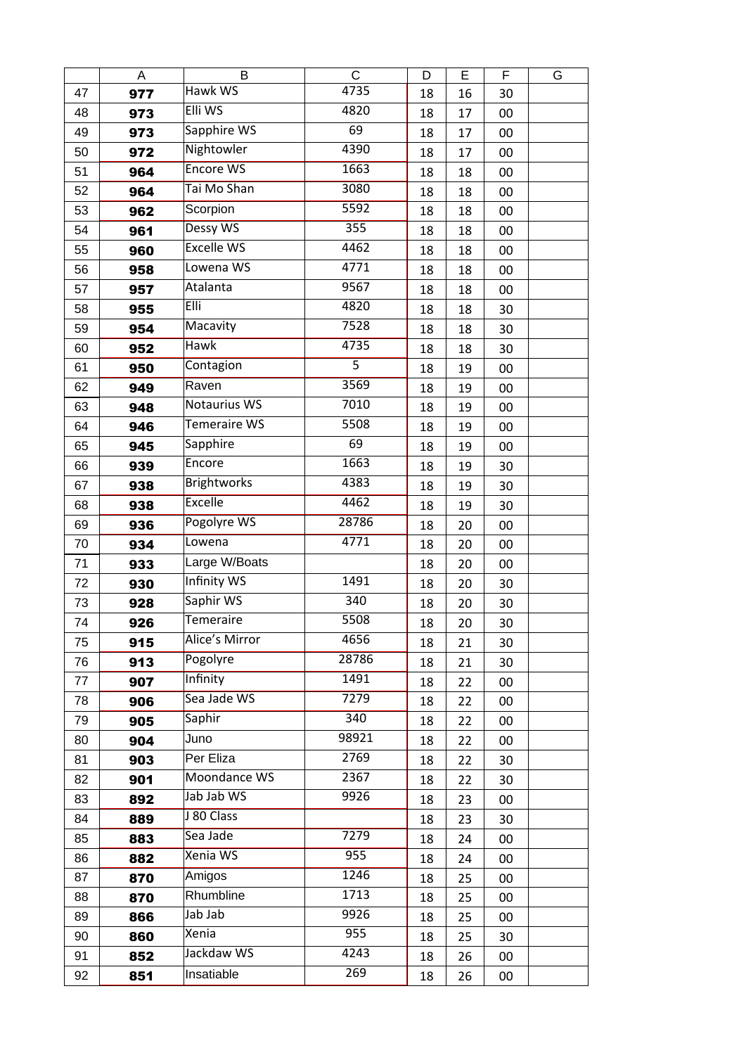| | A | B | C | D | E | F | G |
|---|---|---|---|---|---|---|---|
| 47 | **977** | Hawk WS | 4735 | 18 | 16 | 30 | |
| 48 | **973** | Elli WS | 4820 | 18 | 17 | 00 | |
| 49 | **973** | Sapphire WS | 69 | 18 | 17 | 00 | |
| 50 | **972** | Nightowler | 4390 | 18 | 17 | 00 | |
| 51 | **964** | Encore WS | 1663 | 18 | 18 | 00 | |
| 52 | **964** | Tai Mo Shan | 3080 | 18 | 18 | 00 | |
| 53 | **962** | Scorpion | 5592 | 18 | 18 | 00 | |
| 54 | **961** | Dessy WS | 355 | 18 | 18 | 00 | |
| 55 | **960** | Excelle WS | 4462 | 18 | 18 | 00 | |
| 56 | **958** | Lowena WS | 4771 | 18 | 18 | 00 | |
| 57 | **957** | Atalanta | 9567 | 18 | 18 | 00 | |
| 58 | **955** | Elli | 4820 | 18 | 18 | 30 | |
| 59 | **954** | Macavity | 7528 | 18 | 18 | 30 | |
| 60 | **952** | Hawk | 4735 | 18 | 18 | 30 | |
| 61 | **950** | Contagion | 5 | 18 | 19 | 00 | |
| 62 | **949** | Raven | 3569 | 18 | 19 | 00 | |
| 63 | **948** | Notaurius WS | 7010 | 18 | 19 | 00 | |
| 64 | **946** | Temeraire WS | 5508 | 18 | 19 | 00 | |
| 65 | **945** | Sapphire | 69 | 18 | 19 | 00 | |
| 66 | **939** | Encore | 1663 | 18 | 19 | 30 | |
| 67 | **938** | Brightworks | 4383 | 18 | 19 | 30 | |
| 68 | **938** | Excelle | 4462 | 18 | 19 | 30 | |
| 69 | **936** | Pogolyre WS | 28786 | 18 | 20 | 00 | |
| 70 | **934** | Lowena | 4771 | 18 | 20 | 00 | |
| 71 | **933** | Large W/Boats | | 18 | 20 | 00 | |
| 72 | **930** | Infinity WS | 1491 | 18 | 20 | 30 | |
| 73 | **928** | Saphir WS | 340 | 18 | 20 | 30 | |
| 74 | **926** | Temeraire | 5508 | 18 | 20 | 30 | |
| 75 | **915** | Alice's Mirror | 4656 | 18 | 21 | 30 | |
| 76 | **913** | Pogolyre | 28786 | 18 | 21 | 30 | |
| 77 | **907** | Infinity | 1491 | 18 | 22 | 00 | |
| 78 | **906** | Sea Jade WS | 7279 | 18 | 22 | 00 | |
| 79 | **905** | Saphir | 340 | 18 | 22 | 00 | |
| 80 | **904** | Juno | 98921 | 18 | 22 | 00 | |
| 81 | **903** | Per Eliza | 2769 | 18 | 22 | 30 | |
| 82 | **901** | Moondance WS | 2367 | 18 | 22 | 30 | |
| 83 | **892** | Jab Jab WS | 9926 | 18 | 23 | 00 | |
| 84 | **889** | J 80 Class | | 18 | 23 | 30 | |
| 85 | **883** | Sea Jade | 7279 | 18 | 24 | 00 | |
| 86 | **882** | Xenia WS | 955 | 18 | 24 | 00 | |
| 87 | **870** | Amigos | 1246 | 18 | 25 | 00 | |
| 88 | **870** | Rhumbline | 1713 | 18 | 25 | 00 | |
| 89 | **866** | Jab Jab | 9926 | 18 | 25 | 00 | |
| 90 | **860** | Xenia | 955 | 18 | 25 | 30 | |
| 91 | **852** | Jackdaw WS | 4243 | 18 | 26 | 00 | |
| 92 | **851** | Insatiable | 269 | 18 | 26 | 00 | |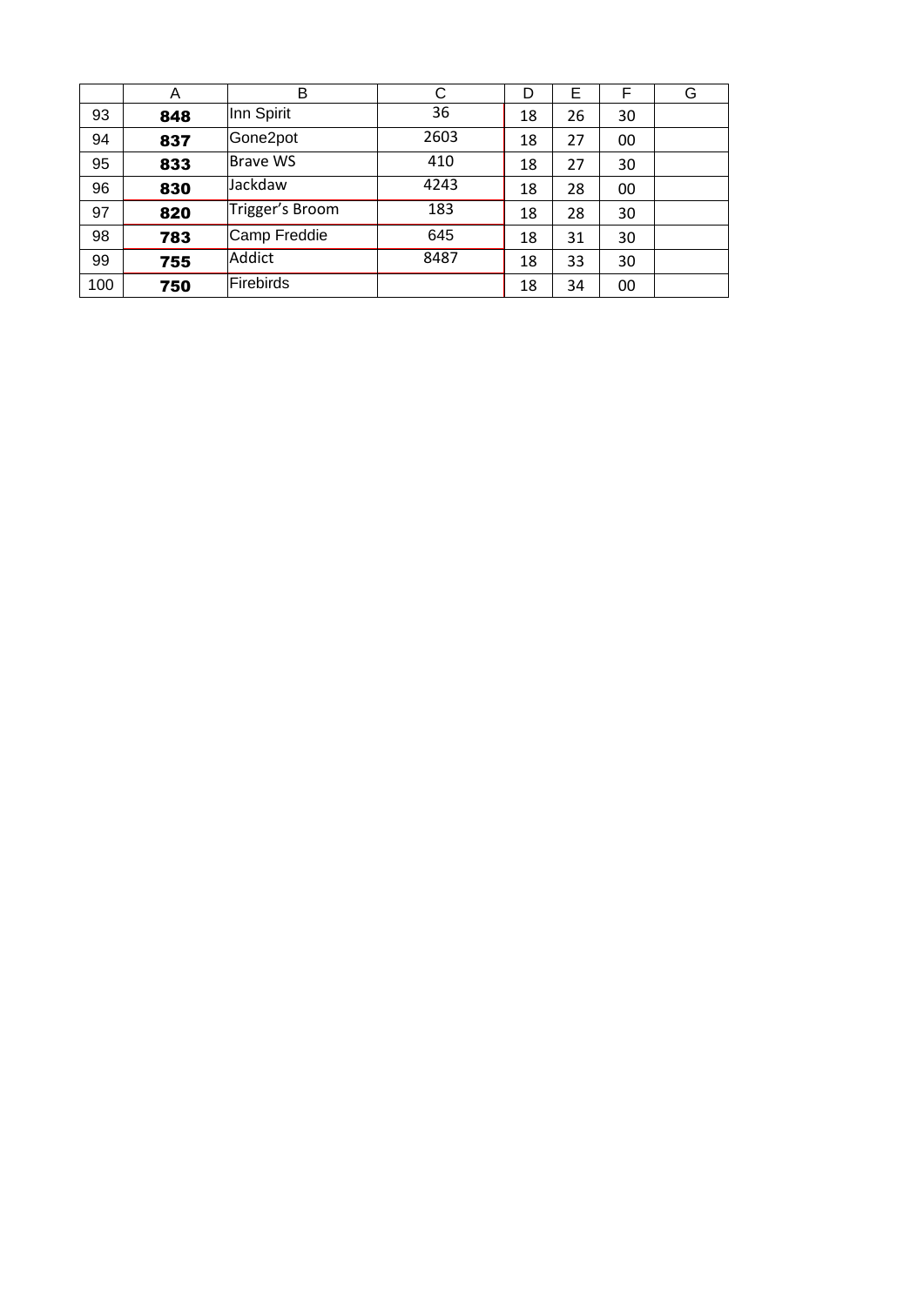| | A | B | C | D | E | F | G |
|---|---|---|---|---|---|---|---|
| 93 | **848** | Inn Spirit | 36 | 18 | 26 | 30 | |
| 94 | **837** | Gone2pot | 2603 | 18 | 27 | 00 | |
| 95 | **833** | Brave WS | 410 | 18 | 27 | 30 | |
| 96 | **830** | Jackdaw | 4243 | 18 | 28 | 00 | |
| 97 | **820** | Trigger's Broom | 183 | 18 | 28 | 30 | |
| 98 | **783** | Camp Freddie | 645 | 18 | 31 | 30 | |
| 99 | **755** | Addict | 8487 | 18 | 33 | 30 | |
| 100 | **750** | Firebirds | | 18 | 34 | 00 | |